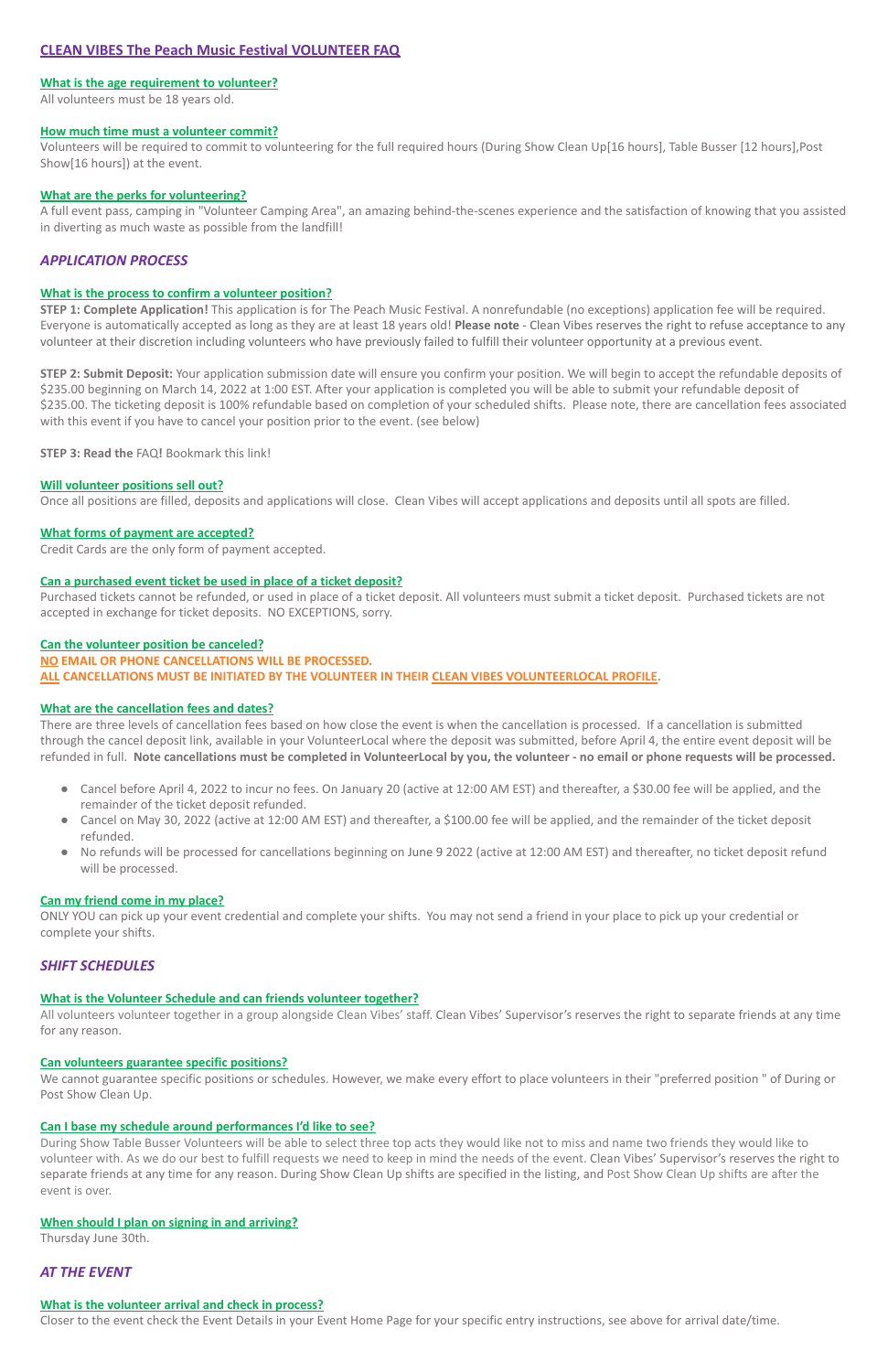# CLEAN VIBES The Peach Music Festival VOLUNTEER FAQ

### What is the age requirement to volunteer?

All volunteers must be 18 years old.

### How much time must a volunteer commit?

Volunteers will be required to commit to volunteering for the full required hours (During Show Clean Up[16 hours], Table Busser [12 hours],Post Show[16 hours]) at the event.

### What are the perks for volunteering?

A full event pass, camping in "Volunteer Camping Area", an amazing behind-the-scenes experience and the satisfaction of knowing that you assisted in diverting as much waste as possible from the landfill!

## *APPLICATION PROCESS*

### What is the process to confirm a volunteer position?

**STEP 1: Complete Application!** This application is for The Peach Music Festival. A nonrefundable (no exceptions) application fee will be required. Everyone is automatically accepted as long as they are at least 18 years old! **Please note** - Clean Vibes reserves the right to refuse acceptance to any volunteer at their discretion including volunteers who have previously failed to fulfill their volunteer opportunity at a previous event.

**STEP 2: Submit Deposit:** Your application submission date will ensure you confirm your position. We will begin to accept the refundable deposits of $235.00 beginning on March 14, 2022 at 1:00 EST. After your application is completed you will be able to submit your refundable deposit of $235.00. The ticketing deposit is 100% refundable based on completion of your scheduled shifts. Please note, there are cancellation fees associated with this event if you have to cancel your position prior to the event. (see below)

**STEP 3: Read the** FAQ**!** Bookmark this link!

### Will volunteer positions sell out?

Once all positions are filled, deposits and applications will close. Clean Vibes will accept applications and deposits until all spots are filled.

### What forms of payment are accepted?

Credit Cards are the only form of payment accepted.

### Can a purchased event ticket be used in place of a ticket deposit?

Purchased tickets cannot be refunded, or used in place of a ticket deposit. All volunteers must submit a ticket deposit. Purchased tickets are not accepted in exchange for ticket deposits. NO EXCEPTIONS, sorry.

### Can the volunteer position be canceled?

**NO EMAIL OR PHONE CANCELLATIONS WILL BE PROCESSED.**
**ALL CANCELLATIONS MUST BE INITIATED BY THE VOLUNTEER IN THEIR CLEAN VIBES VOLUNTEERLOCAL PROFILE.**

### What are the cancellation fees and dates?

There are three levels of cancellation fees based on how close the event is when the cancellation is processed. If a cancellation is submitted through the cancel deposit link, available in your VolunteerLocal where the deposit was submitted, before April 4, the entire event deposit will be refunded in full. **Note cancellations must be completed in VolunteerLocal by you, the volunteer - no email or phone requests will be processed.**

- Cancel before April 4, 2022 to incur no fees. On January 20 (active at 12:00 AM EST) and thereafter, a $30.00 fee will be applied, and the remainder of the ticket deposit refunded.
- Cancel on May 30, 2022 (active at 12:00 AM EST) and thereafter, a $100.00 fee will be applied, and the remainder of the ticket deposit refunded.
- No refunds will be processed for cancellations beginning on June 9 2022 (active at 12:00 AM EST) and thereafter, no ticket deposit refund will be processed.

### Can my friend come in my place?

ONLY YOU can pick up your event credential and complete your shifts. You may not send a friend in your place to pick up your credential or complete your shifts.

## *SHIFT SCHEDULES*

### What is the Volunteer Schedule and can friends volunteer together?

All volunteers volunteer together in a group alongside Clean Vibes' staff. Clean Vibes' Supervisor's reserves the right to separate friends at any time for any reason.

### Can volunteers guarantee specific positions?

We cannot guarantee specific positions or schedules. However, we make every effort to place volunteers in their "preferred position " of During or Post Show Clean Up.

### Can I base my schedule around performances I'd like to see?

During Show Table Busser Volunteers will be able to select three top acts they would like not to miss and name two friends they would like to volunteer with. As we do our best to fulfill requests we need to keep in mind the needs of the event. Clean Vibes' Supervisor's reserves the right to separate friends at any time for any reason. During Show Clean Up shifts are specified in the listing, and Post Show Clean Up shifts are after the event is over.

### When should I plan on signing in and arriving?

Thursday June 30th.

## *AT THE EVENT*

### What is the volunteer arrival and check in process?

Closer to the event check the Event Details in your Event Home Page for your specific entry instructions, see above for arrival date/time.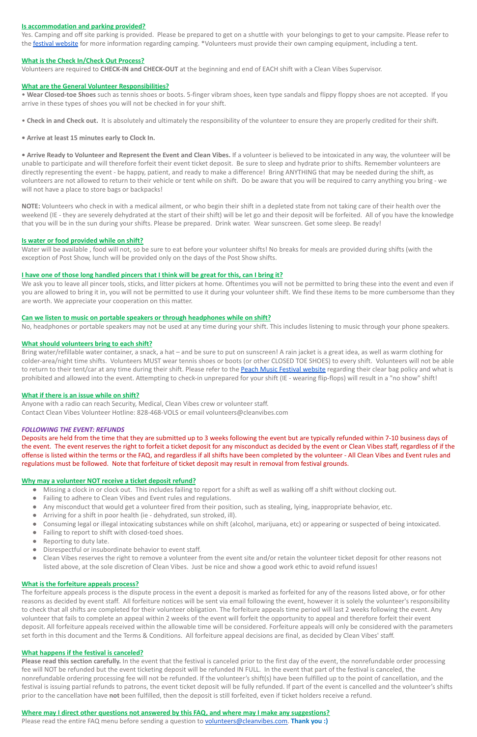### Is accommodation and parking provided?

Yes. Camping and off site parking is provided. Please be prepared to get on a shuttle with your belongings to get to your campsite. Please refer to the festival website for more information regarding camping. *Volunteers must provide their own camping equipment, including a tent.

### What is the Check In/Check Out Process?

Volunteers are required to **CHECK-IN and CHECK-OUT** at the beginning and end of EACH shift with a Clean Vibes Supervisor.

### What are the General Volunteer Responsibilities?

• **Wear Closed-toe Shoes** such as tennis shoes or boots. 5-finger vibram shoes, keen type sandals and flippy floppy shoes are not accepted. If you arrive in these types of shoes you will not be checked in for your shift.

• **Check in and Check out.** It is absolutely and ultimately the responsibility of the volunteer to ensure they are properly credited for their shift.

• **Arrive at least 15 minutes early to Clock In.**

• **Arrive Ready to Volunteer and Represent the Event and Clean Vibes.** If a volunteer is believed to be intoxicated in any way, the volunteer will be unable to participate and will therefore forfeit their event ticket deposit. Be sure to sleep and hydrate prior to shifts. Remember volunteers are directly representing the event - be happy, patient, and ready to make a difference! Bring ANYTHING that may be needed during the shift, as volunteers are not allowed to return to their vehicle or tent while on shift. Do be aware that you will be required to carry anything you bring - we will not have a place to store bags or backpacks!

**NOTE:** Volunteers who check in with a medical ailment, or who begin their shift in a depleted state from not taking care of their health over the weekend (IE - they are severely dehydrated at the start of their shift) will be let go and their deposit will be forfeited. All of you have the knowledge that you will be in the sun during your shifts. Please be prepared. Drink water. Wear sunscreen. Get some sleep. Be ready!

### Is water or food provided while on shift?

Water will be available , food will not, so be sure to eat before your volunteer shifts! No breaks for meals are provided during shifts (with the exception of Post Show, lunch will be provided only on the days of the Post Show shifts.

### I have one of those long handled pincers that I think will be great for this, can I bring it?

We ask you to leave all pincer tools, sticks, and litter pickers at home. Oftentimes you will not be permitted to bring these into the event and even if you are allowed to bring it in, you will not be permitted to use it during your volunteer shift. We find these items to be more cumbersome than they are worth. We appreciate your cooperation on this matter.

### Can we listen to music on portable speakers or through headphones while on shift?

No, headphones or portable speakers may not be used at any time during your shift. This includes listening to music through your phone speakers.

### What should volunteers bring to each shift?

Bring water/refillable water container, a snack, a hat – and be sure to put on sunscreen! A rain jacket is a great idea, as well as warm clothing for colder-area/night time shifts. Volunteers MUST wear tennis shoes or boots (or other CLOSED TOE SHOES) to every shift. Volunteers will not be able to return to their tent/car at any time during their shift. Please refer to the Peach Music Festival website regarding their clear bag policy and what is prohibited and allowed into the event. Attempting to check-in unprepared for your shift (IE - wearing flip-flops) will result in a "no show" shift!

### What if there is an issue while on shift?

Anyone with a radio can reach Security, Medical, Clean Vibes crew or volunteer staff.
Contact Clean Vibes Volunteer Hotline: 828-468-VOLS or email volunteers@cleanvibes.com

### *FOLLOWING THE EVENT: REFUNDS*

Deposits are held from the time that they are submitted up to 3 weeks following the event but are typically refunded within 7-10 business days of the event. The event reserves the right to forfeit a ticket deposit for any misconduct as decided by the event or Clean Vibes staff, regardless of if the offense is listed within the terms or the FAQ, and regardless if all shifts have been completed by the volunteer - All Clean Vibes and Event rules and regulations must be followed. Note that forfeiture of ticket deposit may result in removal from festival grounds.

### Why may a volunteer NOT receive a ticket deposit refund?

- Missing a clock in or clock out. This includes failing to report for a shift as well as walking off a shift without clocking out.
- Failing to adhere to Clean Vibes and Event rules and regulations.
- Any misconduct that would get a volunteer fired from their position, such as stealing, lying, inappropriate behavior, etc.
- Arriving for a shift in poor health (ie - dehydrated, sun stroked, ill).
- Consuming legal or illegal intoxicating substances while on shift (alcohol, marijuana, etc) or appearing or suspected of being intoxicated.
- Failing to report to shift with closed-toed shoes.
- Reporting to duty late.
- Disrespectful or insubordinate behavior to event staff.
- Clean Vibes reserves the right to remove a volunteer from the event site and/or retain the volunteer ticket deposit for other reasons not listed above, at the sole discretion of Clean Vibes. Just be nice and show a good work ethic to avoid refund issues!

### What is the forfeiture appeals process?

The forfeiture appeals process is the dispute process in the event a deposit is marked as forfeited for any of the reasons listed above, or for other reasons as decided by event staff. All forfeiture notices will be sent via email following the event, however it is solely the volunteer's responsibility to check that all shifts are completed for their volunteer obligation. The forfeiture appeals time period will last 2 weeks following the event. Any volunteer that fails to complete an appeal within 2 weeks of the event will forfeit the opportunity to appeal and therefore forfeit their event deposit. All forfeiture appeals received within the allowable time will be considered. Forfeiture appeals will only be considered with the parameters set forth in this document and the Terms & Conditions. All forfeiture appeal decisions are final, as decided by Clean Vibes' staff.

### What happens if the festival is canceled?

**Please read this section carefully.** In the event that the festival is canceled prior to the first day of the event, the nonrefundable order processing fee will NOT be refunded but the event ticketing deposit will be refunded IN FULL. In the event that part of the festival is canceled, the nonrefundable ordering processing fee will not be refunded. If the volunteer's shift(s) have been fulfilled up to the point of cancellation, and the festival is issuing partial refunds to patrons, the event ticket deposit will be fully refunded. If part of the event is cancelled and the volunteer's shifts prior to the cancellation have **not** been fulfilled, then the deposit is still forfeited, even if ticket holders receive a refund.

### Where may I direct other questions not answered by this FAQ, and where may I make any suggestions?

Please read the entire FAQ menu before sending a question to volunteers@cleanvibes.com. **Thank you :)**